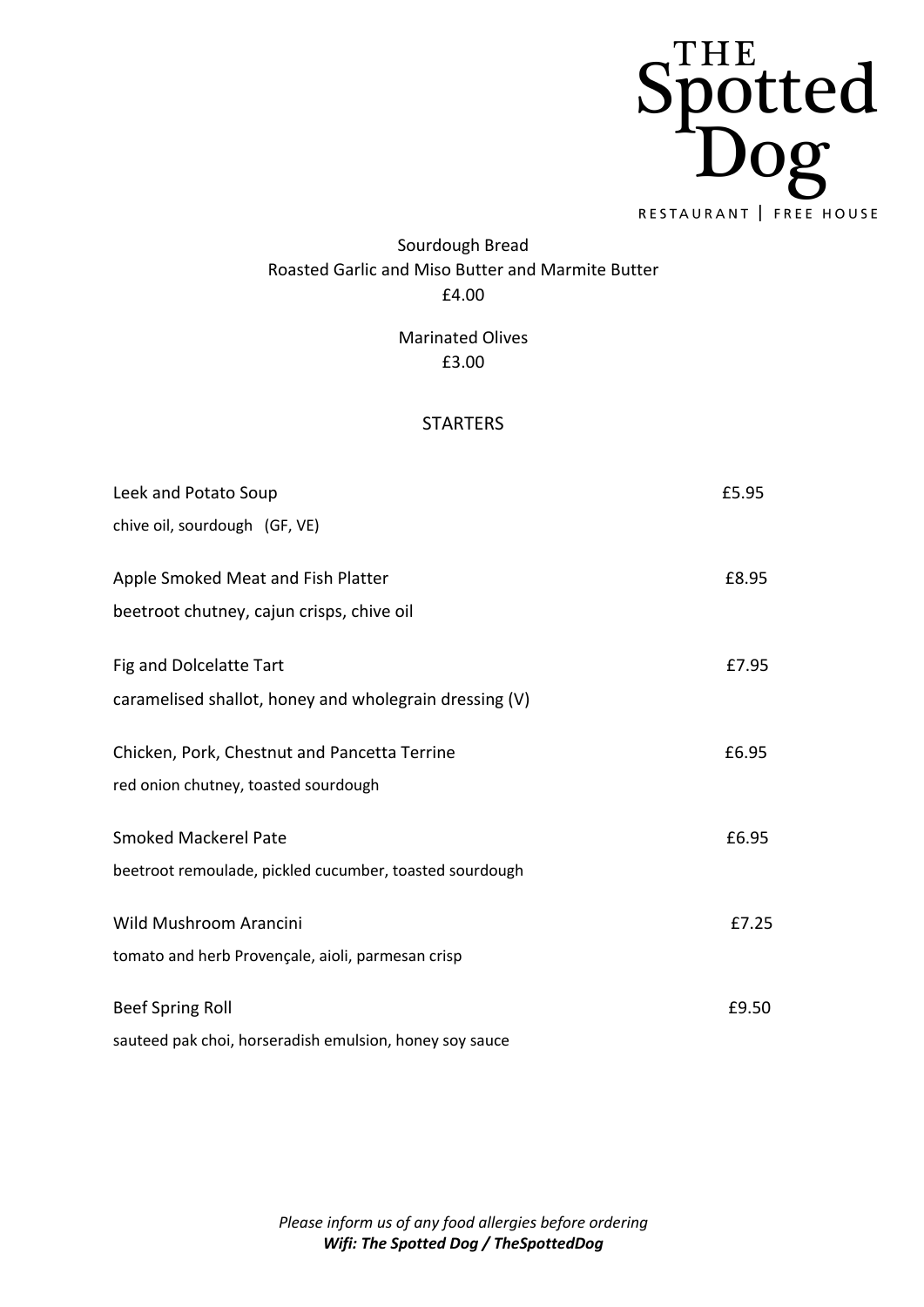# THE Spotted Dog

RESTAURANT | FREE HOUSE

Sourdough Bread
Roasted Garlic and Miso Butter and Marmite Butter
£4.00

Marinated Olives
£3.00

## STARTERS

| | |
|---|---|
| Leek and Potato Soup<br>chive oil, sourdough (GF, VE) | £5.95 |
| Apple Smoked Meat and Fish Platter<br>beetroot chutney, cajun crisps, chive oil | £8.95 |
| Fig and Dolcelatte Tart<br>caramelised shallot, honey and wholegrain dressing (V) | £7.95 |
| Chicken, Pork, Chestnut and Pancetta Terrine<br>red onion chutney, toasted sourdough | £6.95 |
| Smoked Mackerel Pate<br>beetroot remoulade, pickled cucumber, toasted sourdough | £6.95 |
| Wild Mushroom Arancini<br>tomato and herb Provençale, aioli, parmesan crisp | £7.25 |
| Beef Spring Roll<br>sauteed pak choi, horseradish emulsion, honey soy sauce | £9.50 |

*Please inform us of any food allergies before ordering*
***Wifi: The Spotted Dog / TheSpottedDog***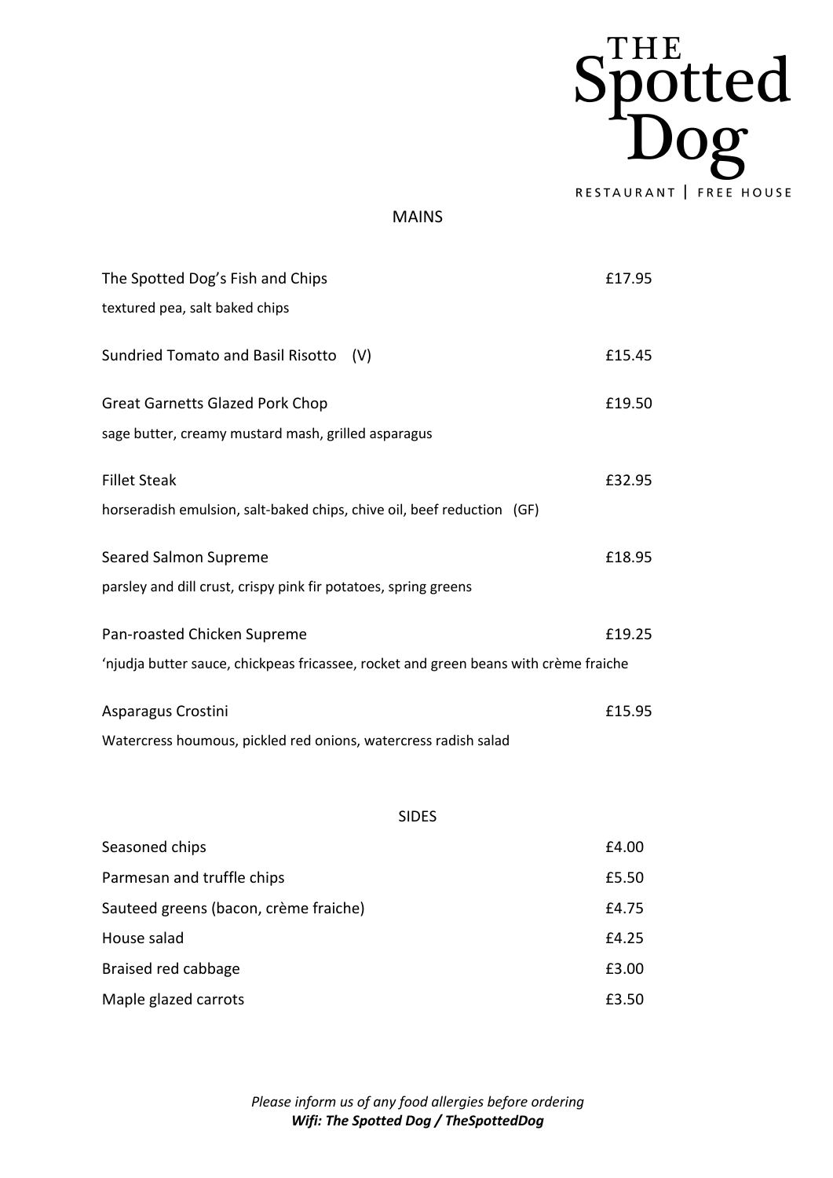# THE Spotted Dog

RESTAURANT | FREE HOUSE

## MAINS

The Spotted Dog's Fish and Chips — £17.95
textured pea, salt baked chips

Sundried Tomato and Basil Risotto (V) — £15.45

Great Garnetts Glazed Pork Chop — £19.50
sage butter, creamy mustard mash, grilled asparagus

Fillet Steak — £32.95
horseradish emulsion, salt-baked chips, chive oil, beef reduction (GF)

Seared Salmon Supreme — £18.95
parsley and dill crust, crispy pink fir potatoes, spring greens

Pan-roasted Chicken Supreme — £19.25
'njudja butter sauce, chickpeas fricassee, rocket and green beans with crème fraiche

Asparagus Crostini — £15.95
Watercress houmous, pickled red onions, watercress radish salad

## SIDES

| | |
|---|---|
| Seasoned chips | £4.00 |
| Parmesan and truffle chips | £5.50 |
| Sauteed greens (bacon, crème fraiche) | £4.75 |
| House salad | £4.25 |
| Braised red cabbage | £3.00 |
| Maple glazed carrots | £3.50 |

*Please inform us of any food allergies before ordering*
***Wifi: The Spotted Dog / TheSpottedDog***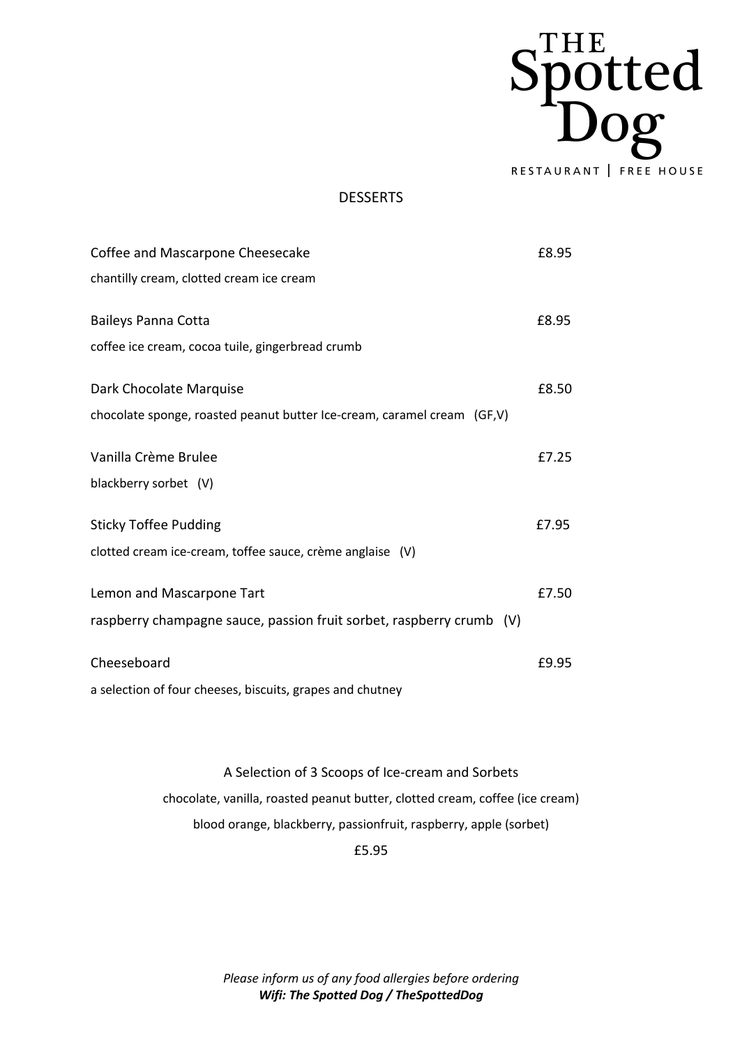THE Spotted Dog

RESTAURANT | FREE HOUSE

## DESSERTS

Coffee and Mascarpone Cheesecake £8.95

chantilly cream, clotted cream ice cream

Baileys Panna Cotta £8.95

coffee ice cream, cocoa tuile, gingerbread crumb

Dark Chocolate Marquise £8.50

chocolate sponge, roasted peanut butter Ice-cream, caramel cream (GF,V)

Vanilla Crème Brulee £7.25

blackberry sorbet (V)

Sticky Toffee Pudding £7.95

clotted cream ice-cream, toffee sauce, crème anglaise (V)

Lemon and Mascarpone Tart £7.50

raspberry champagne sauce, passion fruit sorbet, raspberry crumb (V)

Cheeseboard £9.95

a selection of four cheeses, biscuits, grapes and chutney

A Selection of 3 Scoops of Ice-cream and Sorbets

chocolate, vanilla, roasted peanut butter, clotted cream, coffee (ice cream)

blood orange, blackberry, passionfruit, raspberry, apple (sorbet)

£5.95

*Please inform us of any food allergies before ordering*

***Wifi: The Spotted Dog / TheSpottedDog***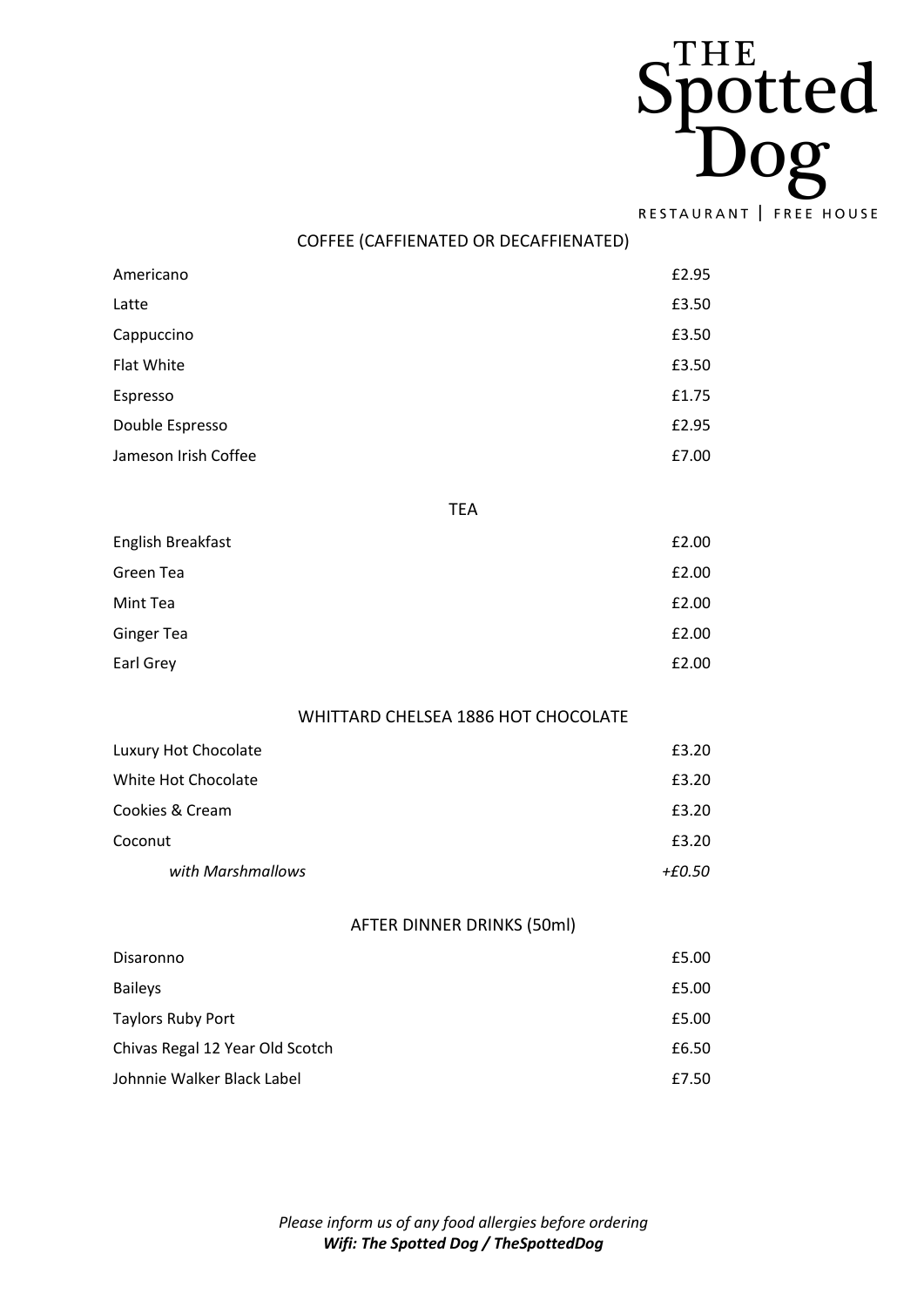# THE Spotted Dog

RESTAURANT | FREE HOUSE

## COFFEE (CAFFIENATED OR DECAFFIENATED)

| | |
|---|---|
| Americano | £2.95 |
| Latte | £3.50 |
| Cappuccino | £3.50 |
| Flat White | £3.50 |
| Espresso | £1.75 |
| Double Espresso | £2.95 |
| Jameson Irish Coffee | £7.00 |

## TEA

| | |
|---|---|
| English Breakfast | £2.00 |
| Green Tea | £2.00 |
| Mint Tea | £2.00 |
| Ginger Tea | £2.00 |
| Earl Grey | £2.00 |

## WHITTARD CHELSEA 1886 HOT CHOCOLATE

| | |
|---|---|
| Luxury Hot Chocolate | £3.20 |
| White Hot Chocolate | £3.20 |
| Cookies & Cream | £3.20 |
| Coconut | £3.20 |
| *with Marshmallows* | *+£0.50* |

## AFTER DINNER DRINKS (50ml)

| | |
|---|---|
| Disaronno | £5.00 |
| Baileys | £5.00 |
| Taylors Ruby Port | £5.00 |
| Chivas Regal 12 Year Old Scotch | £6.50 |
| Johnnie Walker Black Label | £7.50 |

*Please inform us of any food allergies before ordering*
***Wifi: The Spotted Dog / TheSpottedDog***